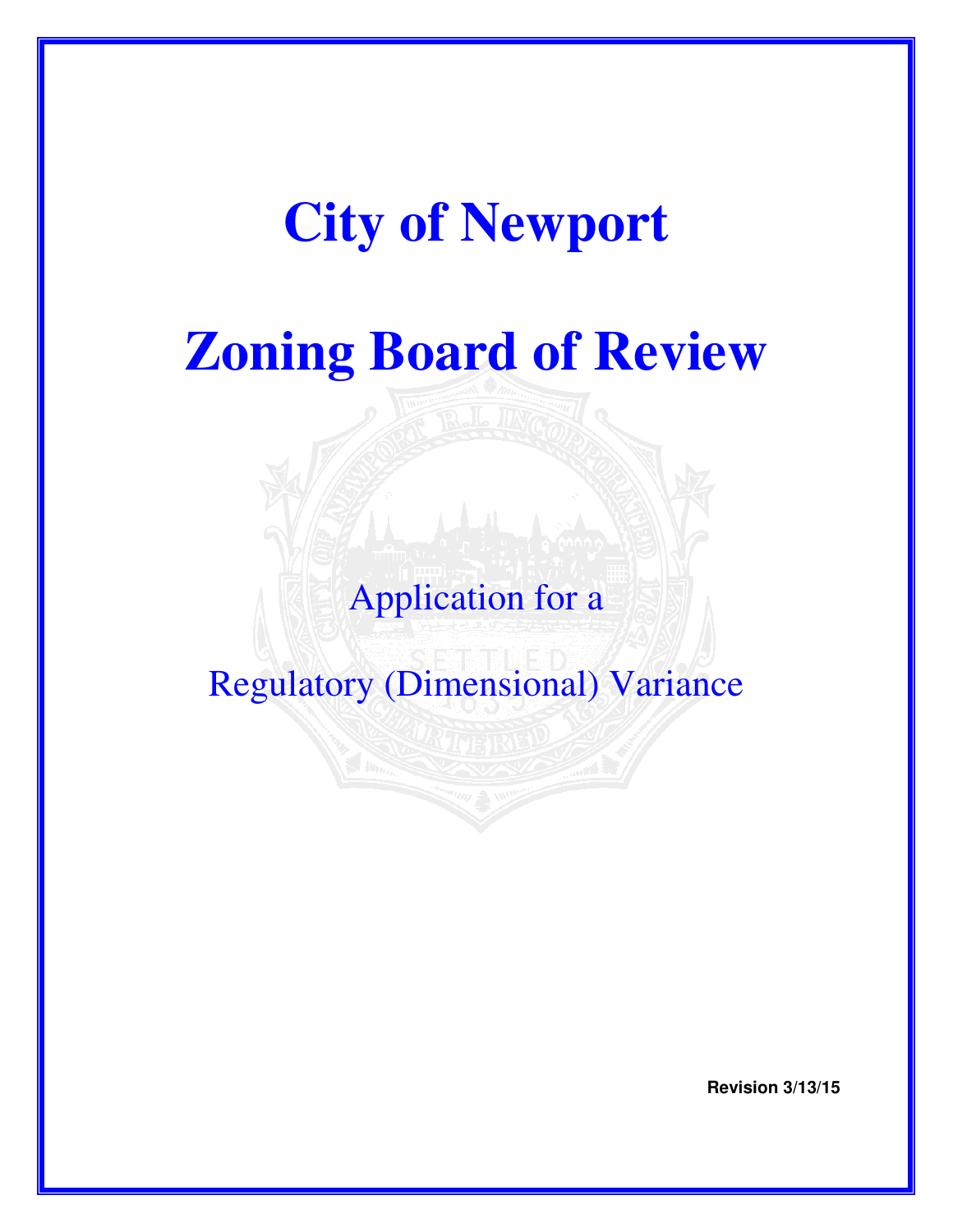# City of Newport

# Zoning Board of Review

Application for a

Regulatory (Dimensional) Variance

**Revision 3/13/15**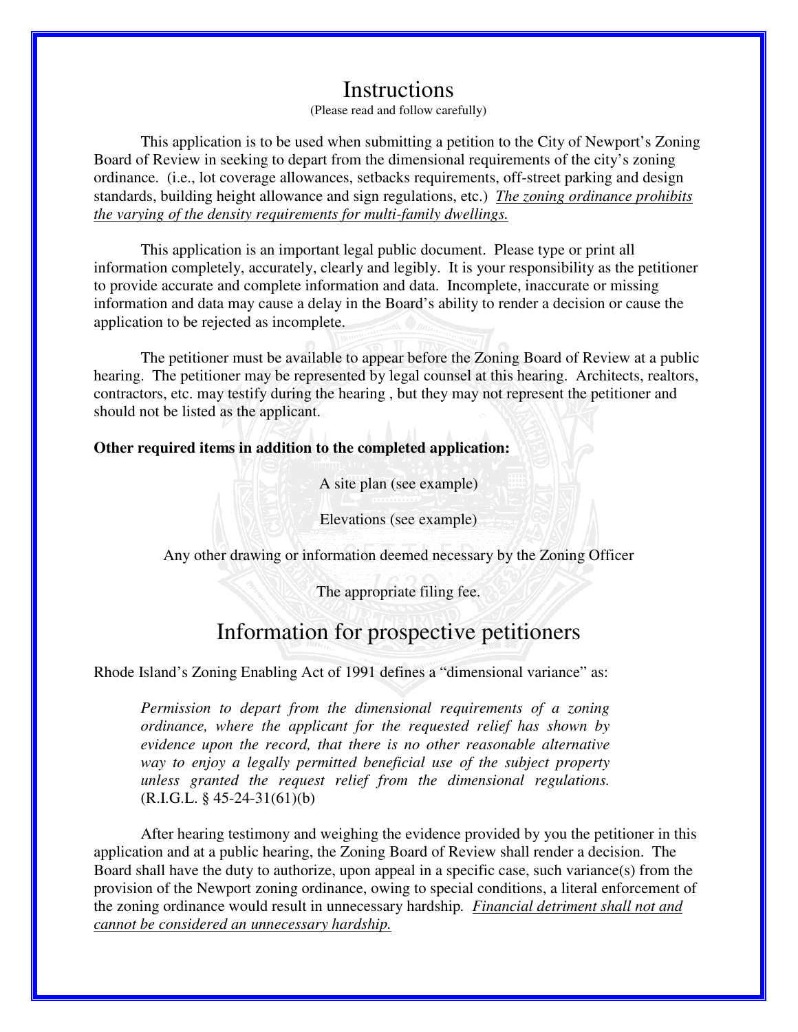# Instructions

(Please read and follow carefully)

This application is to be used when submitting a petition to the City of Newport's Zoning Board of Review in seeking to depart from the dimensional requirements of the city's zoning ordinance. (i.e., lot coverage allowances, setbacks requirements, off-street parking and design standards, building height allowance and sign regulations, etc.) *The zoning ordinance prohibits the varying of the density requirements for multi-family dwellings.*

This application is an important legal public document. Please type or print all information completely, accurately, clearly and legibly. It is your responsibility as the petitioner to provide accurate and complete information and data. Incomplete, inaccurate or missing information and data may cause a delay in the Board's ability to render a decision or cause the application to be rejected as incomplete.

The petitioner must be available to appear before the Zoning Board of Review at a public hearing. The petitioner may be represented by legal counsel at this hearing. Architects, realtors, contractors, etc. may testify during the hearing , but they may not represent the petitioner and should not be listed as the applicant.

**Other required items in addition to the completed application:**

A site plan (see example)

Elevations (see example)

Any other drawing or information deemed necessary by the Zoning Officer

The appropriate filing fee.

# Information for prospective petitioners

Rhode Island's Zoning Enabling Act of 1991 defines a "dimensional variance" as:

> *Permission to depart from the dimensional requirements of a zoning ordinance, where the applicant for the requested relief has shown by evidence upon the record, that there is no other reasonable alternative way to enjoy a legally permitted beneficial use of the subject property unless granted the request relief from the dimensional regulations.* (R.I.G.L. § 45-24-31(61)(b)

After hearing testimony and weighing the evidence provided by you the petitioner in this application and at a public hearing, the Zoning Board of Review shall render a decision. The Board shall have the duty to authorize, upon appeal in a specific case, such variance(s) from the provision of the Newport zoning ordinance, owing to special conditions, a literal enforcement of the zoning ordinance would result in unnecessary hardship. *Financial detriment shall not and cannot be considered an unnecessary hardship.*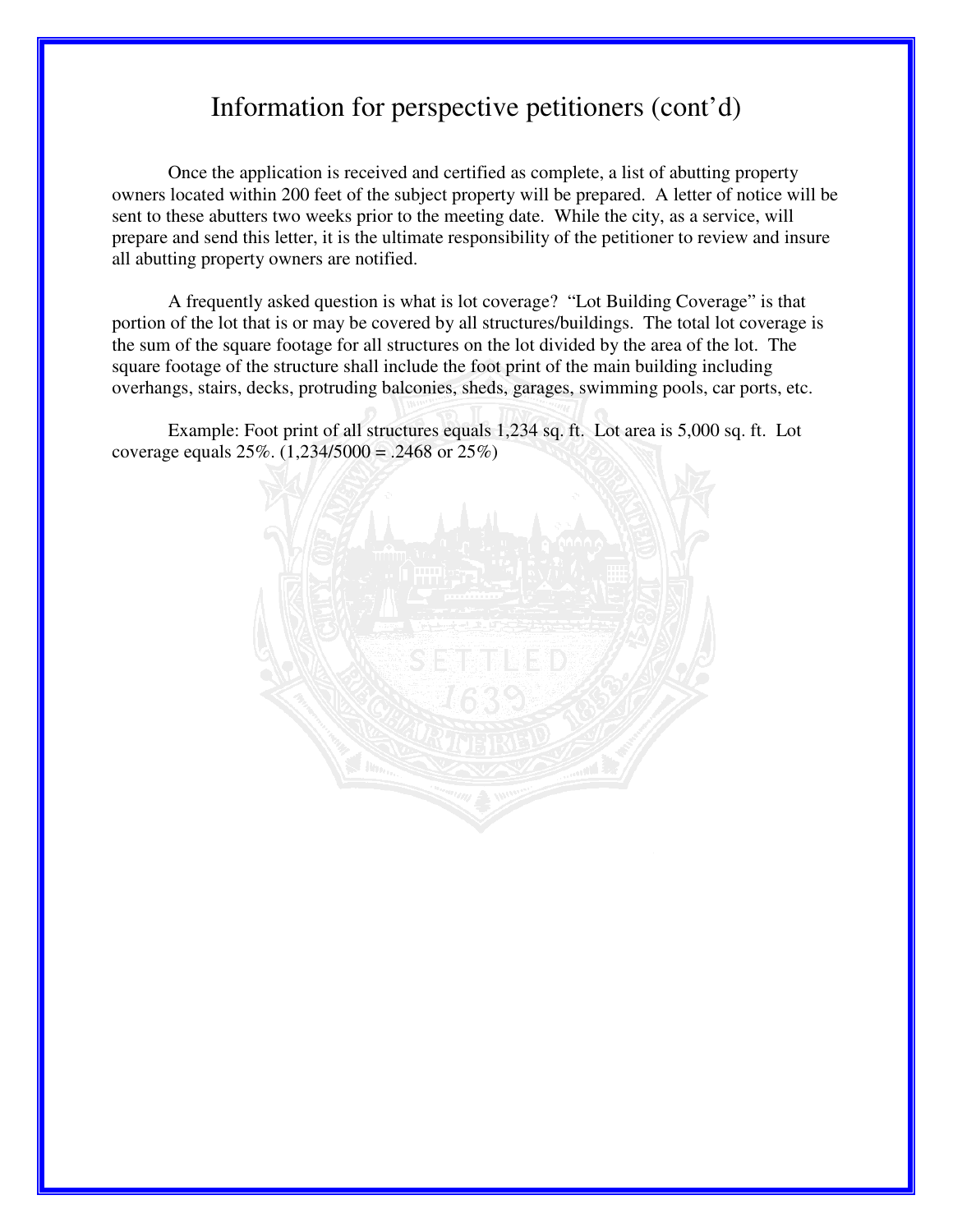# Information for perspective petitioners (cont'd)

Once the application is received and certified as complete, a list of abutting property owners located within 200 feet of the subject property will be prepared. A letter of notice will be sent to these abutters two weeks prior to the meeting date. While the city, as a service, will prepare and send this letter, it is the ultimate responsibility of the petitioner to review and insure all abutting property owners are notified.

A frequently asked question is what is lot coverage? "Lot Building Coverage" is that portion of the lot that is or may be covered by all structures/buildings. The total lot coverage is the sum of the square footage for all structures on the lot divided by the area of the lot. The square footage of the structure shall include the foot print of the main building including overhangs, stairs, decks, protruding balconies, sheds, garages, swimming pools, car ports, etc.

Example: Foot print of all structures equals 1,234 sq. ft. Lot area is 5,000 sq. ft. Lot coverage equals 25%. (1,234/5000 = .2468 or 25%)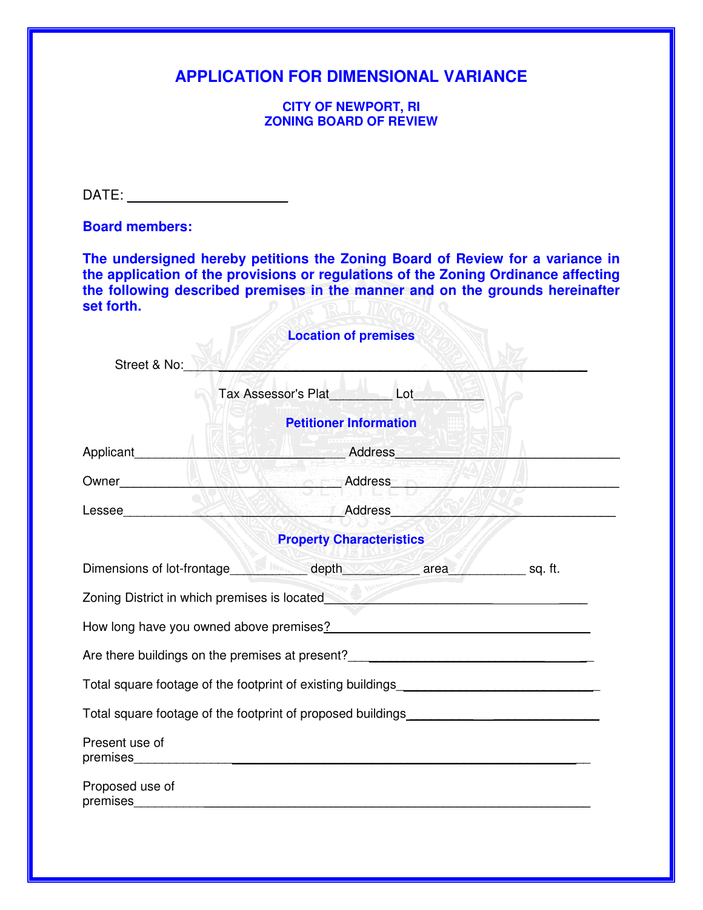# APPLICATION FOR DIMENSIONAL VARIANCE

## CITY OF NEWPORT, RI
## ZONING BOARD OF REVIEW

DATE: ____________________

**Board members:**

**The undersigned hereby petitions the Zoning Board of Review for a variance in the application of the provisions or regulations of the Zoning Ordinance affecting the following described premises in the manner and on the grounds hereinafter set forth.**

### Location of premises

Street & No:______________________________________________________

Tax Assessor's Plat________ Lot__________

### Petitioner Information

Applicant______________________________ Address______________________________

Owner______________________________ Address______________________________

Lessee______________________________ Address______________________________

### Property Characteristics

Dimensions of lot-frontage__________ depth__________ area__________ sq. ft.

Zoning District in which premises is located______________________________

How long have you owned above premises?______________________________

Are there buildings on the premises at present?______________________________

Total square footage of the footprint of existing buildings__________________________

Total square footage of the footprint of proposed buildings__________________________

Present use of premises______________________________________________________

Proposed use of premises______________________________________________________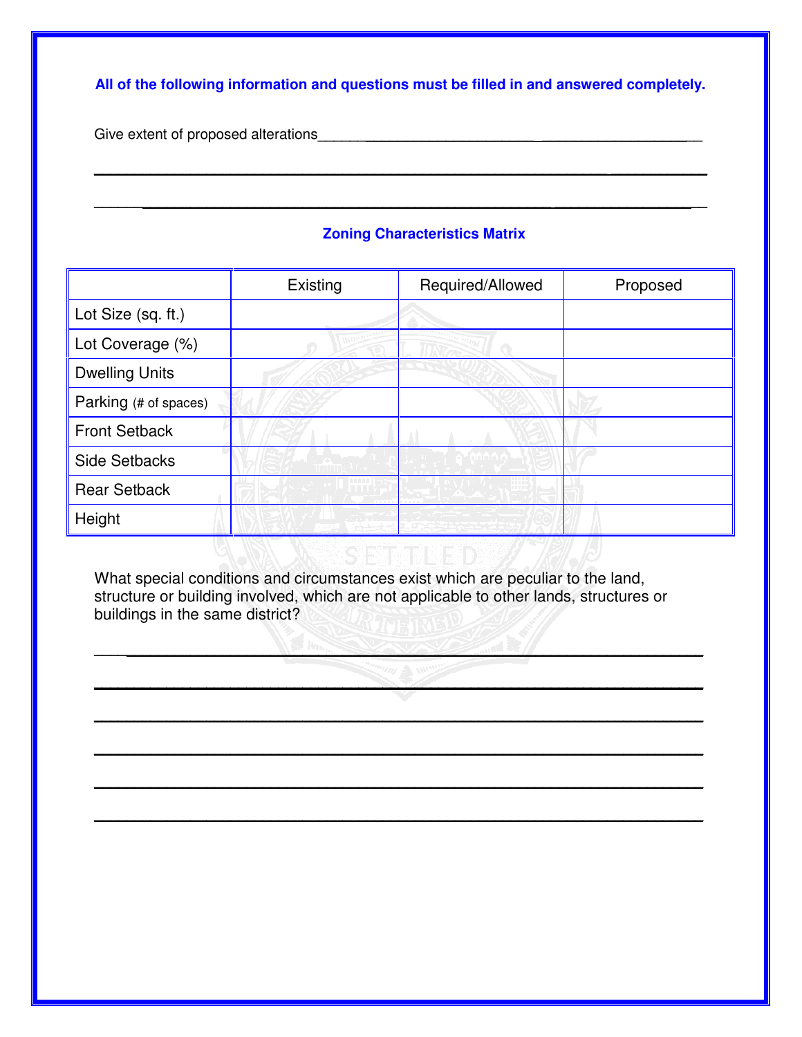**All of the following information and questions must be filled in and answered completely.**

Give extent of proposed alterations\_\_\_\_\_\_\_\_\_\_\_\_\_\_\_\_\_\_\_\_\_\_\_\_\_\_\_\_\_\_\_\_\_\_\_\_\_\_\_\_\_\_\_\_\_\_\_\_

\_\_\_\_\_\_\_\_\_\_\_\_\_\_\_\_\_\_\_\_\_\_\_\_\_\_\_\_\_\_\_\_\_\_\_\_\_\_\_\_\_\_\_\_\_\_\_\_\_\_\_\_\_\_\_\_\_\_\_\_\_\_\_\_\_\_\_\_\_\_\_\_\_\_\_\_

\_\_\_\_\_\_\_\_\_\_\_\_\_\_\_\_\_\_\_\_\_\_\_\_\_\_\_\_\_\_\_\_\_\_\_\_\_\_\_\_\_\_\_\_\_\_\_\_\_\_\_\_\_\_\_\_\_\_\_\_\_\_\_\_\_\_\_\_\_\_\_\_\_\_\_\_

**Zoning Characteristics Matrix**

| | Existing | Required/Allowed | Proposed |
|---|---|---|---|
| Lot Size (sq. ft.) | | | |
| Lot Coverage (%) | | | |
| Dwelling Units | | | |
| Parking (# of spaces) | | | |
| Front Setback | | | |
| Side Setbacks | | | |
| Rear Setback | | | |
| Height | | | |

What special conditions and circumstances exist which are peculiar to the land, structure or building involved, which are not applicable to other lands, structures or buildings in the same district?

\_\_\_\_\_\_\_\_\_\_\_\_\_\_\_\_\_\_\_\_\_\_\_\_\_\_\_\_\_\_\_\_\_\_\_\_\_\_\_\_\_\_\_\_\_\_\_\_\_\_\_\_\_\_\_\_\_\_\_\_\_\_\_\_\_\_\_\_\_\_\_\_\_\_\_\_

\_\_\_\_\_\_\_\_\_\_\_\_\_\_\_\_\_\_\_\_\_\_\_\_\_\_\_\_\_\_\_\_\_\_\_\_\_\_\_\_\_\_\_\_\_\_\_\_\_\_\_\_\_\_\_\_\_\_\_\_\_\_\_\_\_\_\_\_\_\_\_\_\_\_\_\_

\_\_\_\_\_\_\_\_\_\_\_\_\_\_\_\_\_\_\_\_\_\_\_\_\_\_\_\_\_\_\_\_\_\_\_\_\_\_\_\_\_\_\_\_\_\_\_\_\_\_\_\_\_\_\_\_\_\_\_\_\_\_\_\_\_\_\_\_\_\_\_\_\_\_\_\_

\_\_\_\_\_\_\_\_\_\_\_\_\_\_\_\_\_\_\_\_\_\_\_\_\_\_\_\_\_\_\_\_\_\_\_\_\_\_\_\_\_\_\_\_\_\_\_\_\_\_\_\_\_\_\_\_\_\_\_\_\_\_\_\_\_\_\_\_\_\_\_\_\_\_\_\_

\_\_\_\_\_\_\_\_\_\_\_\_\_\_\_\_\_\_\_\_\_\_\_\_\_\_\_\_\_\_\_\_\_\_\_\_\_\_\_\_\_\_\_\_\_\_\_\_\_\_\_\_\_\_\_\_\_\_\_\_\_\_\_\_\_\_\_\_\_\_\_\_\_\_\_\_

\_\_\_\_\_\_\_\_\_\_\_\_\_\_\_\_\_\_\_\_\_\_\_\_\_\_\_\_\_\_\_\_\_\_\_\_\_\_\_\_\_\_\_\_\_\_\_\_\_\_\_\_\_\_\_\_\_\_\_\_\_\_\_\_\_\_\_\_\_\_\_\_\_\_\_\_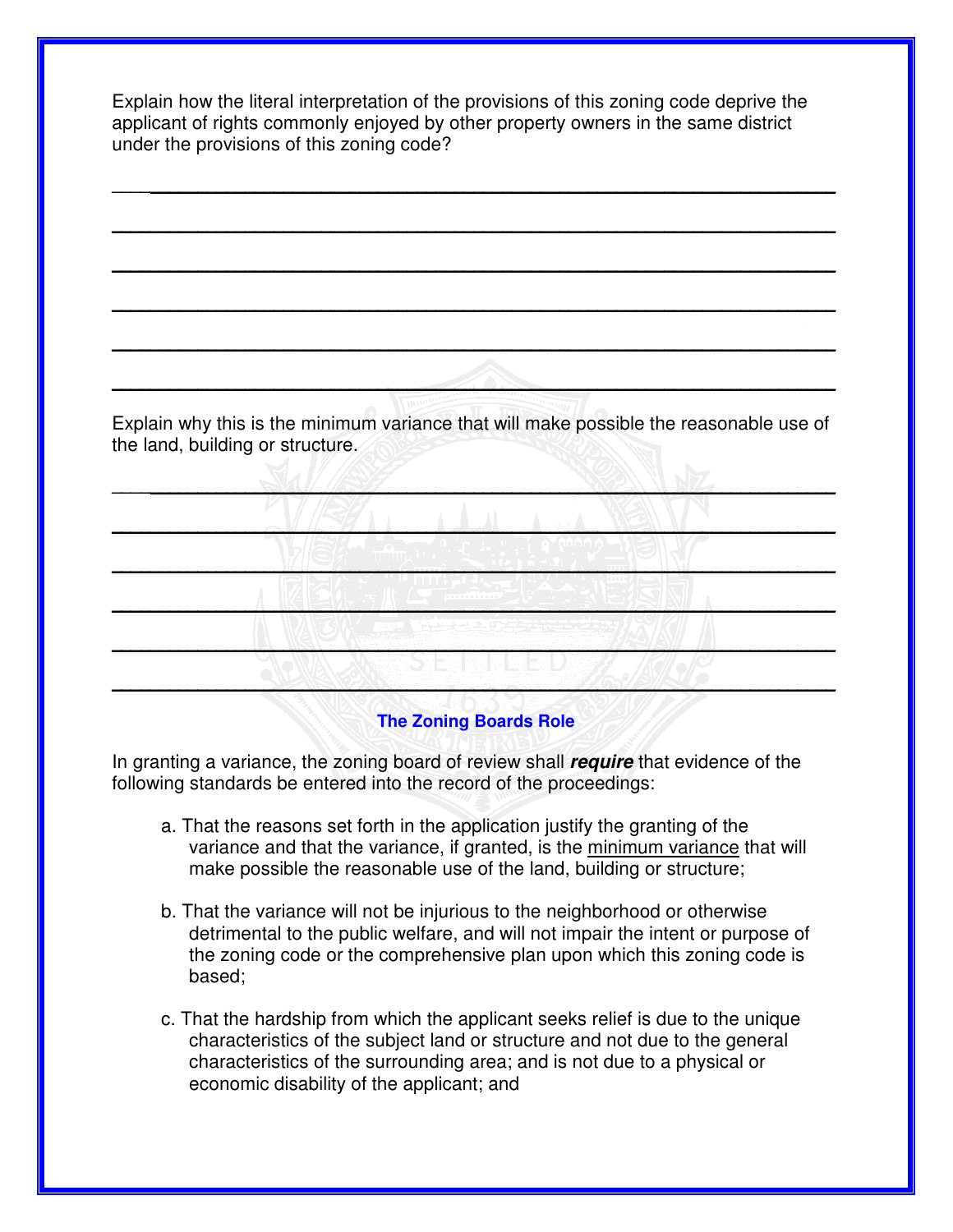Explain how the literal interpretation of the provisions of this zoning code deprive the applicant of rights commonly enjoyed by other property owners in the same district under the provisions of this zoning code?

________________________________________________________________

________________________________________________________________

________________________________________________________________

________________________________________________________________

________________________________________________________________

________________________________________________________________

Explain why this is the minimum variance that will make possible the reasonable use of the land, building or structure.

________________________________________________________________

________________________________________________________________

________________________________________________________________

________________________________________________________________

________________________________________________________________

________________________________________________________________

### The Zoning Boards Role

In granting a variance, the zoning board of review shall ***require*** that evidence of the following standards be entered into the record of the proceedings:

a. That the reasons set forth in the application justify the granting of the variance and that the variance, if granted, is the <u>minimum variance</u> that will make possible the reasonable use of the land, building or structure;

b. That the variance will not be injurious to the neighborhood or otherwise detrimental to the public welfare, and will not impair the intent or purpose of the zoning code or the comprehensive plan upon which this zoning code is based;

c. That the hardship from which the applicant seeks relief is due to the unique characteristics of the subject land or structure and not due to the general characteristics of the surrounding area; and is not due to a physical or economic disability of the applicant; and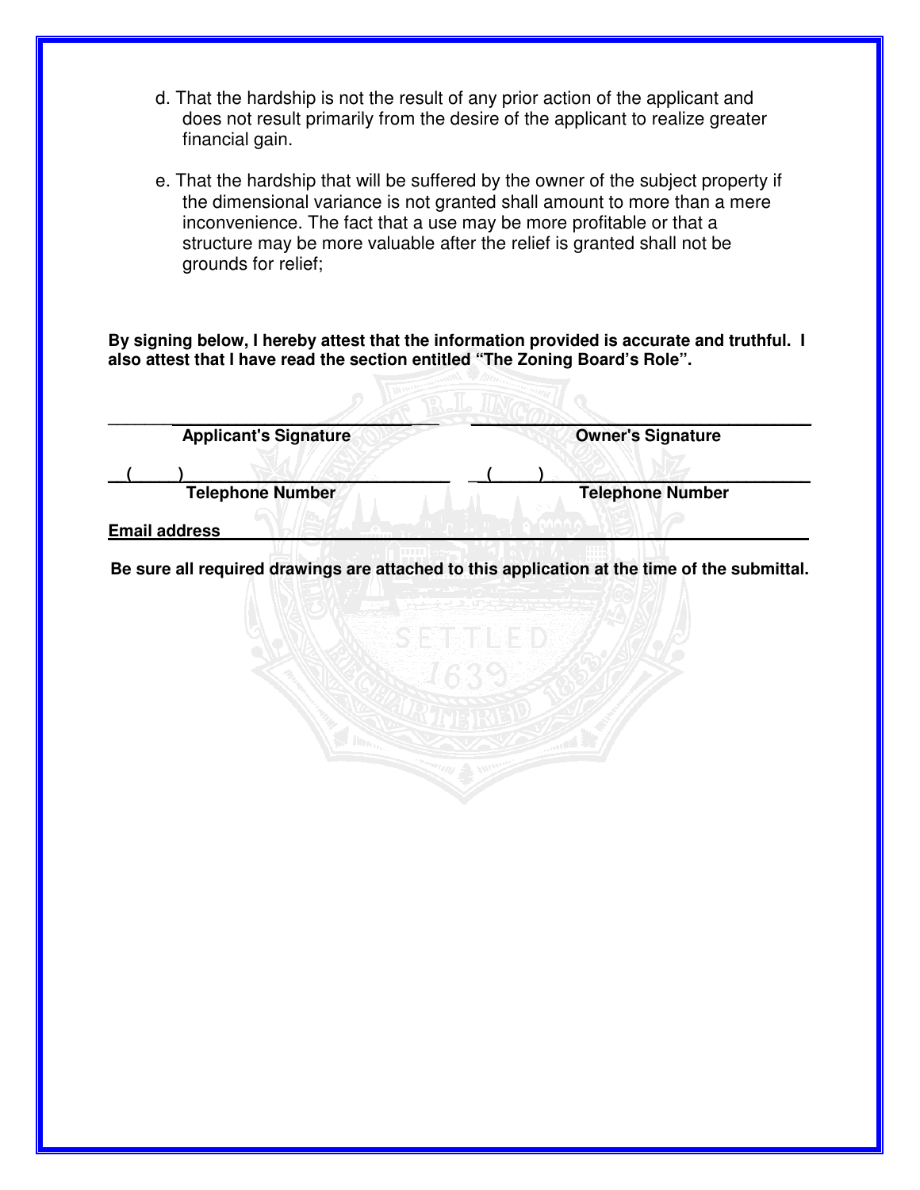d. That the hardship is not the result of any prior action of the applicant and does not result primarily from the desire of the applicant to realize greater financial gain.

e. That the hardship that will be suffered by the owner of the subject property if the dimensional variance is not granted shall amount to more than a mere inconvenience. The fact that a use may be more profitable or that a structure may be more valuable after the relief is granted shall not be grounds for relief;

**By signing below, I hereby attest that the information provided is accurate and truthful. I also attest that I have read the section entitled "The Zoning Board's Role".**

| | |
|---|---|
| ______________________________ | ______________________________ |
| **Applicant's Signature** | **Owner's Signature** |
| ( ) ______________________________ | ( ) ______________________________ |
| **Telephone Number** | **Telephone Number** |

**Email address** ____________________________________________

**Be sure all required drawings are attached to this application at the time of the submittal.**